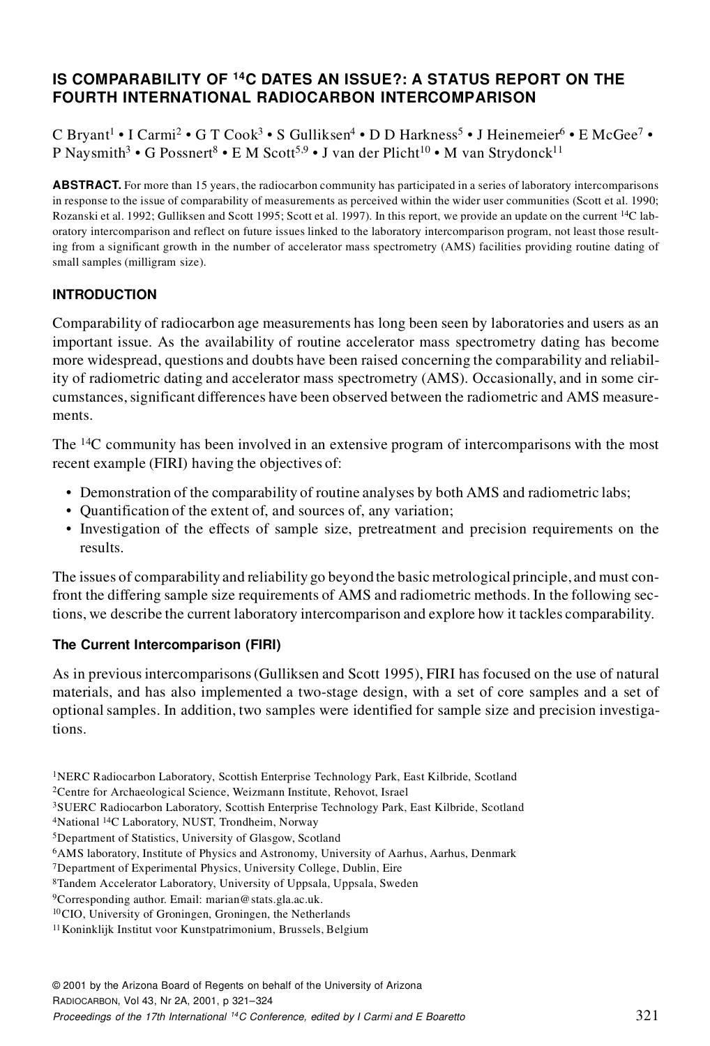# IS COMPARABILITY OF $^{14}C$ DATES AN ISSUE?: A STATUS REPORT ON THE FOURTH INTERNATIONAL RADIOCARBON INTERCOMPARISON

C Bryant[1] • I Carmi[2] • G T Cook[3] • S Gulliksen[4] • D D Harkness[5] • J Heinemeier[6] • E McGee[7] • P Naysmith[3] • G Possnert[8] • E M Scott[5,9] • J van der Plicht[10] • M van Strydonck[11]

**ABSTRACT.** For more than 15 years, the radiocarbon community has participated in a series of laboratory intercomparisons in response to the issue of comparability of measurements as perceived within the wider user communities (Scott et al. 1990; Rozanski et al. 1992; Gulliksen and Scott 1995; Scott et al. 1997). In this report, we provide an update on the current $^{14}C$ laboratory intercomparison and reflect on future issues linked to the laboratory intercomparison program, not least those resulting from a significant growth in the number of accelerator mass spectrometry (AMS) facilities providing routine dating of small samples (milligram size).

## INTRODUCTION

Comparability of radiocarbon age measurements has long been seen by laboratories and users as an important issue. As the availability of routine accelerator mass spectrometry dating has become more widespread, questions and doubts have been raised concerning the comparability and reliability of radiometric dating and accelerator mass spectrometry (AMS). Occasionally, and in some circumstances, significant differences have been observed between the radiometric and AMS measurements.

The $^{14}C$ community has been involved in an extensive program of intercomparisons with the most recent example (FIRI) having the objectives of:

- Demonstration of the comparability of routine analyses by both AMS and radiometric labs;
- Quantification of the extent of, and sources of, any variation;
- Investigation of the effects of sample size, pretreatment and precision requirements on the results.

The issues of comparability and reliability go beyond the basic metrological principle, and must confront the differing sample size requirements of AMS and radiometric methods. In the following sections, we describe the current laboratory intercomparison and explore how it tackles comparability.

### The Current Intercomparison (FIRI)

As in previous intercomparisons (Gulliksen and Scott 1995), FIRI has focused on the use of natural materials, and has also implemented a two-stage design, with a set of core samples and a set of optional samples. In addition, two samples were identified for sample size and precision investigations.

[1]NERC Radiocarbon Laboratory, Scottish Enterprise Technology Park, East Kilbride, Scotland
[2]Centre for Archaeological Science, Weizmann Institute, Rehovot, Israel
[3]SUERC Radiocarbon Laboratory, Scottish Enterprise Technology Park, East Kilbride, Scotland
[4]National $^{14}C$ Laboratory, NUST, Trondheim, Norway
[5]Department of Statistics, University of Glasgow, Scotland
[6]AMS laboratory, Institute of Physics and Astronomy, University of Aarhus, Aarhus, Denmark
[7]Department of Experimental Physics, University College, Dublin, Eire
[8]Tandem Accelerator Laboratory, University of Uppsala, Uppsala, Sweden
[9]Corresponding author. Email: marian@stats.gla.ac.uk.
[10]CIO, University of Groningen, Groningen, the Netherlands
[11]Koninklijk Institut voor Kunstpatrimonium, Brussels, Belgium

© 2001 by the Arizona Board of Regents on behalf of the University of Arizona
Proceedings of the 17th International $^{14}C$ Conference, edited by I Carmi and E Boaretto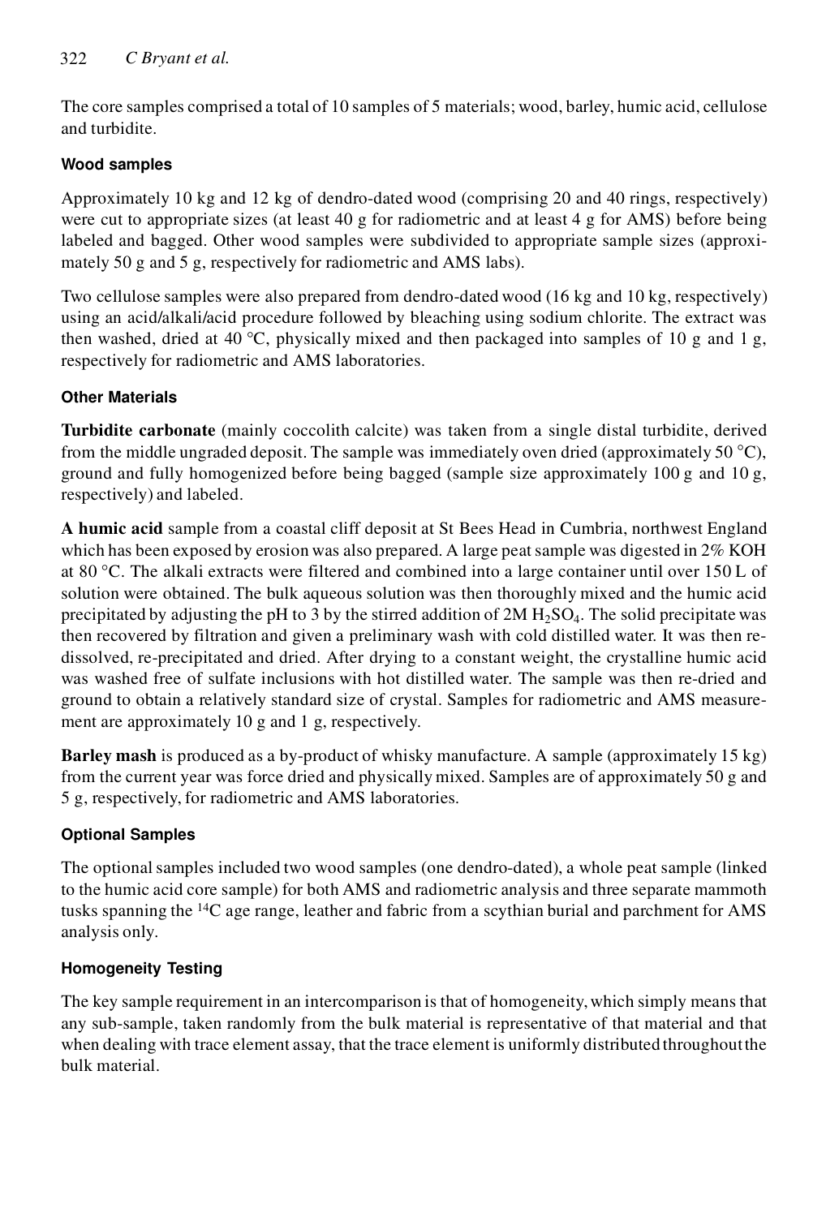The core samples comprised a total of 10 samples of 5 materials; wood, barley, humic acid, cellulose and turbidite.

### Wood samples

Approximately 10 kg and 12 kg of dendro-dated wood (comprising 20 and 40 rings, respectively) were cut to appropriate sizes (at least 40 g for radiometric and at least 4 g for AMS) before being labeled and bagged. Other wood samples were subdivided to appropriate sample sizes (approximately 50 g and 5 g, respectively for radiometric and AMS labs).

Two cellulose samples were also prepared from dendro-dated wood (16 kg and 10 kg, respectively) using an acid/alkali/acid procedure followed by bleaching using sodium chlorite. The extract was then washed, dried at 40 °C, physically mixed and then packaged into samples of 10 g and 1 g, respectively for radiometric and AMS laboratories.

### Other Materials

**Turbidite carbonate** (mainly coccolith calcite) was taken from a single distal turbidite, derived from the middle ungraded deposit. The sample was immediately oven dried (approximately 50 °C), ground and fully homogenized before being bagged (sample size approximately 100 g and 10 g, respectively) and labeled.

**A humic acid** sample from a coastal cliff deposit at St Bees Head in Cumbria, northwest England which has been exposed by erosion was also prepared. A large peat sample was digested in 2% KOH at 80 °C. The alkali extracts were filtered and combined into a large container until over 150 L of solution were obtained. The bulk aqueous solution was then thoroughly mixed and the humic acid precipitated by adjusting the pH to 3 by the stirred addition of 2M $H_2SO_4$. The solid precipitate was then recovered by filtration and given a preliminary wash with cold distilled water. It was then re-dissolved, re-precipitated and dried. After drying to a constant weight, the crystalline humic acid was washed free of sulfate inclusions with hot distilled water. The sample was then re-dried and ground to obtain a relatively standard size of crystal. Samples for radiometric and AMS measurement are approximately 10 g and 1 g, respectively.

**Barley mash** is produced as a by-product of whisky manufacture. A sample (approximately 15 kg) from the current year was force dried and physically mixed. Samples are of approximately 50 g and 5 g, respectively, for radiometric and AMS laboratories.

### Optional Samples

The optional samples included two wood samples (one dendro-dated), a whole peat sample (linked to the humic acid core sample) for both AMS and radiometric analysis and three separate mammoth tusks spanning the $^{14}C$ age range, leather and fabric from a scythian burial and parchment for AMS analysis only.

### Homogeneity Testing

The key sample requirement in an intercomparison is that of homogeneity, which simply means that any sub-sample, taken randomly from the bulk material is representative of that material and that when dealing with trace element assay, that the trace element is uniformly distributed throughout the bulk material.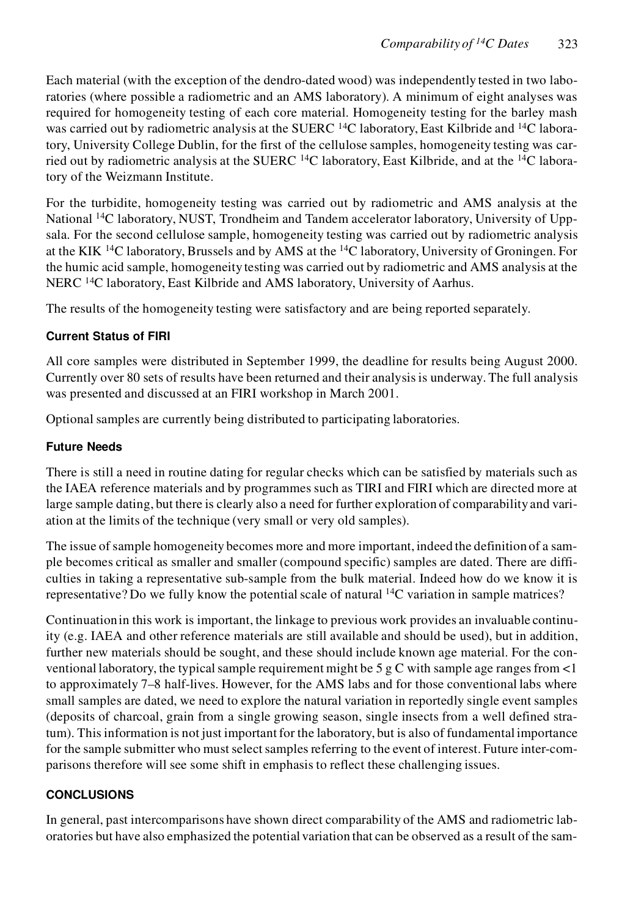Each material (with the exception of the dendro-dated wood) was independently tested in two laboratories (where possible a radiometric and an AMS laboratory). A minimum of eight analyses was required for homogeneity testing of each core material. Homogeneity testing for the barley mash was carried out by radiometric analysis at the SUERC $^{14}C$ laboratory, East Kilbride and $^{14}C$ laboratory, University College Dublin, for the first of the cellulose samples, homogeneity testing was carried out by radiometric analysis at the SUERC $^{14}C$ laboratory, East Kilbride, and at the $^{14}C$ laboratory of the Weizmann Institute.

For the turbidite, homogeneity testing was carried out by radiometric and AMS analysis at the National $^{14}C$ laboratory, NUST, Trondheim and Tandem accelerator laboratory, University of Uppsala. For the second cellulose sample, homogeneity testing was carried out by radiometric analysis at the KIK $^{14}C$ laboratory, Brussels and by AMS at the $^{14}C$ laboratory, University of Groningen. For the humic acid sample, homogeneity testing was carried out by radiometric and AMS analysis at the NERC $^{14}C$ laboratory, East Kilbride and AMS laboratory, University of Aarhus.

The results of the homogeneity testing were satisfactory and are being reported separately.

### Current Status of FIRI

All core samples were distributed in September 1999, the deadline for results being August 2000. Currently over 80 sets of results have been returned and their analysis is underway. The full analysis was presented and discussed at an FIRI workshop in March 2001.

Optional samples are currently being distributed to participating laboratories.

### Future Needs

There is still a need in routine dating for regular checks which can be satisfied by materials such as the IAEA reference materials and by programmes such as TIRI and FIRI which are directed more at large sample dating, but there is clearly also a need for further exploration of comparability and variation at the limits of the technique (very small or very old samples).

The issue of sample homogeneity becomes more and more important, indeed the definition of a sample becomes critical as smaller and smaller (compound specific) samples are dated. There are difficulties in taking a representative sub-sample from the bulk material. Indeed how do we know it is representative? Do we fully know the potential scale of natural $^{14}C$ variation in sample matrices?

Continuation in this work is important, the linkage to previous work provides an invaluable continuity (e.g. IAEA and other reference materials are still available and should be used), but in addition, further new materials should be sought, and these should include known age material. For the conventional laboratory, the typical sample requirement might be 5 g C with sample age ranges from <1 to approximately 7–8 half-lives. However, for the AMS labs and for those conventional labs where small samples are dated, we need to explore the natural variation in reportedly single event samples (deposits of charcoal, grain from a single growing season, single insects from a well defined stratum). This information is not just important for the laboratory, but is also of fundamental importance for the sample submitter who must select samples referring to the event of interest. Future inter-comparisons therefore will see some shift in emphasis to reflect these challenging issues.

## CONCLUSIONS

In general, past intercomparisons have shown direct comparability of the AMS and radiometric laboratories but have also emphasized the potential variation that can be observed as a result of the sam-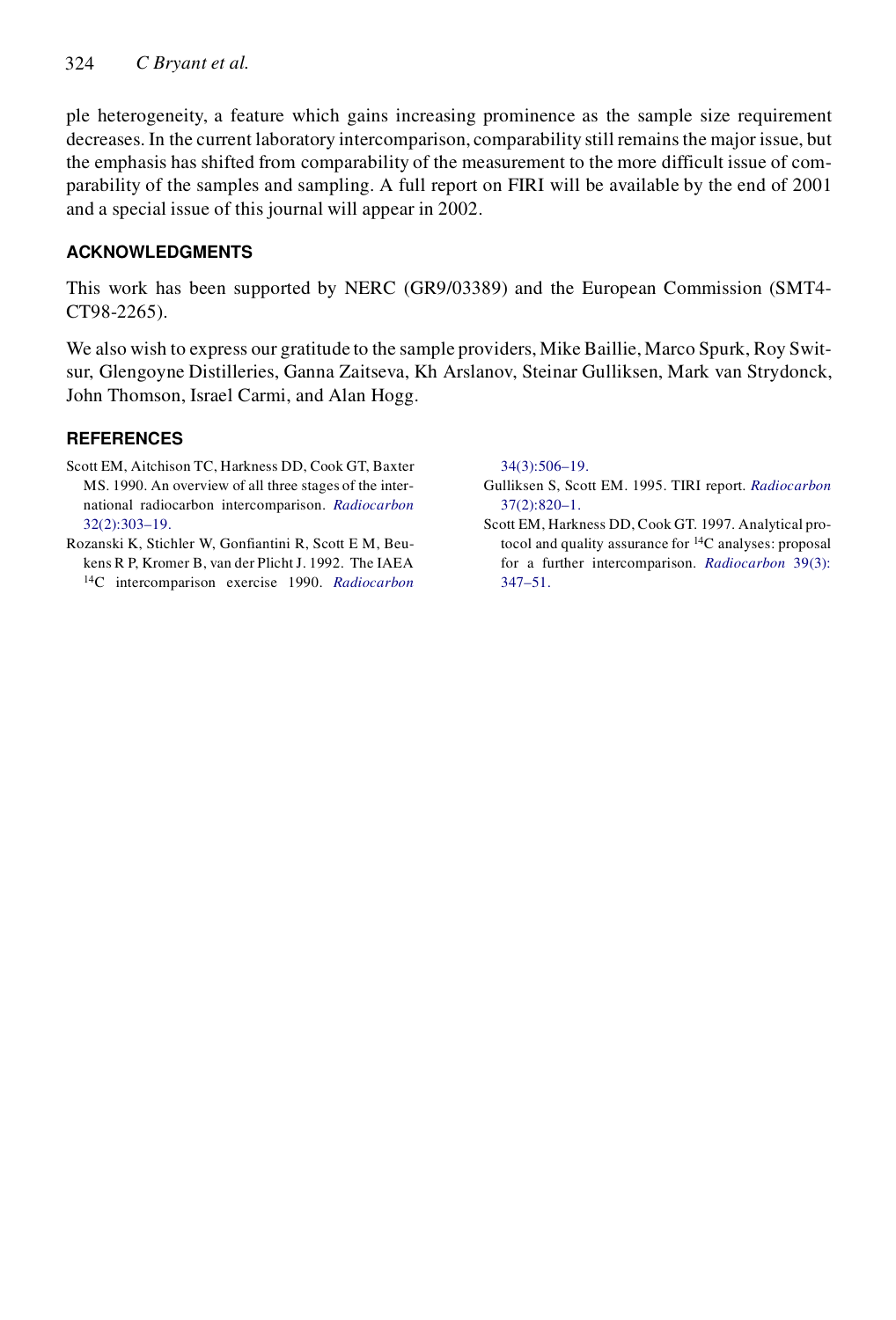ple heterogeneity, a feature which gains increasing prominence as the sample size requirement decreases. In the current laboratory intercomparison, comparability still remains the major issue, but the emphasis has shifted from comparability of the measurement to the more difficult issue of comparability of the samples and sampling. A full report on FIRI will be available by the end of 2001 and a special issue of this journal will appear in 2002.

## ACKNOWLEDGMENTS

This work has been supported by NERC (GR9/03389) and the European Commission (SMT4-CT98-2265).

We also wish to express our gratitude to the sample providers, Mike Baillie, Marco Spurk, Roy Switsur, Glengoyne Distilleries, Ganna Zaitseva, Kh Arslanov, Steinar Gulliksen, Mark van Strydonck, John Thomson, Israel Carmi, and Alan Hogg.

## REFERENCES

Scott EM, Aitchison TC, Harkness DD, Cook GT, Baxter MS. 1990. An overview of all three stages of the international radiocarbon intercomparison. *Radiocarbon* 32(2):303–19.

Rozanski K, Stichler W, Gonfiantini R, Scott E M, Beukens R P, Kromer B, van der Plicht J. 1992. The IAEA $^{14}C$ intercomparison exercise 1990. *Radiocarbon* 34(3):506–19.

Gulliksen S, Scott EM. 1995. TIRI report. *Radiocarbon* 37(2):820–1.

Scott EM, Harkness DD, Cook GT. 1997. Analytical protocol and quality assurance for $^{14}C$ analyses: proposal for a further intercomparison. *Radiocarbon* 39(3): 347–51.